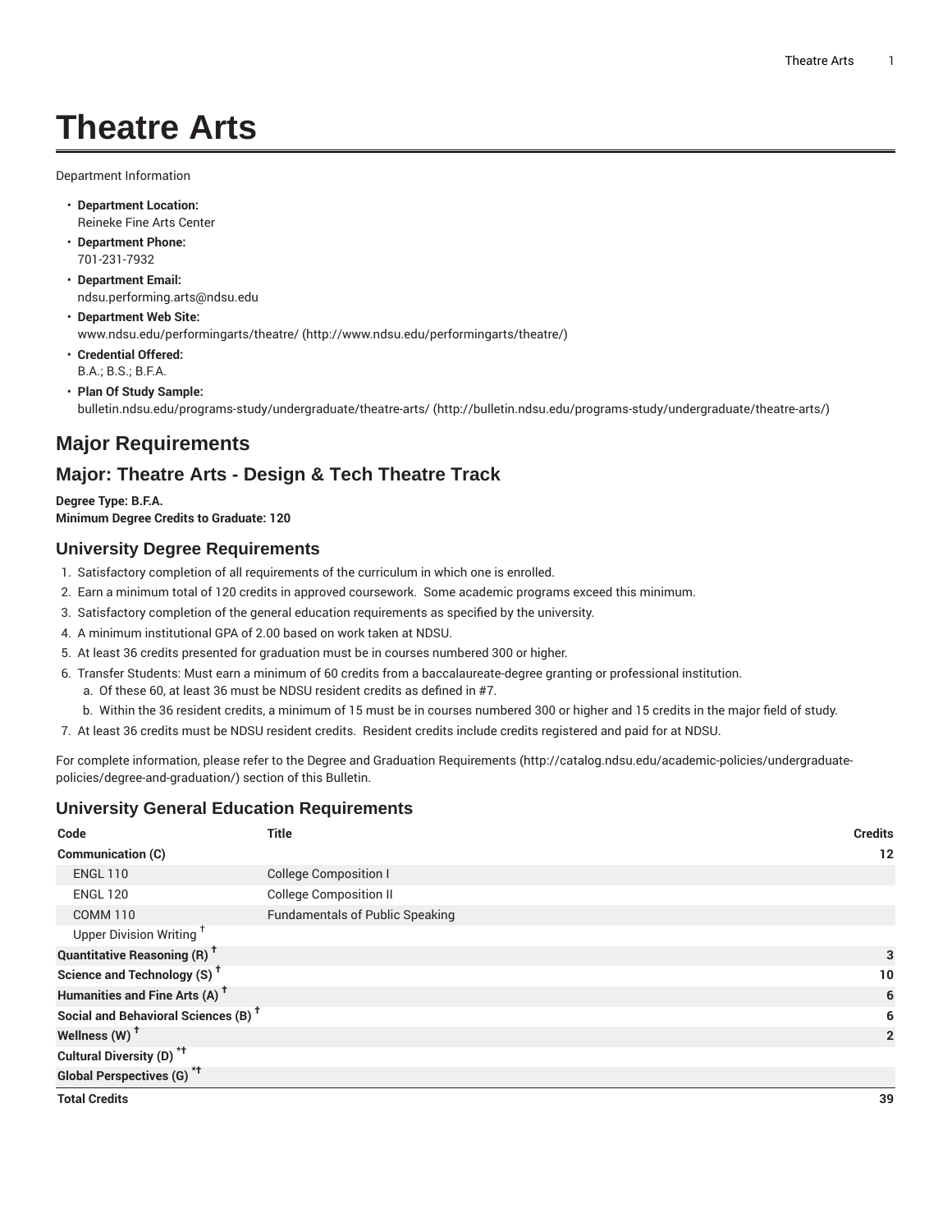# Theatre Arts

Department Information

- **Department Location:**
  Reineke Fine Arts Center
- **Department Phone:**
  701-231-7932
- **Department Email:**
  ndsu.performing.arts@ndsu.edu
- **Department Web Site:**
  www.ndsu.edu/performingarts/theatre/ (http://www.ndsu.edu/performingarts/theatre/)
- **Credential Offered:**
  B.A.; B.S.; B.F.A.
- **Plan Of Study Sample:**
  bulletin.ndsu.edu/programs-study/undergraduate/theatre-arts/ (http://bulletin.ndsu.edu/programs-study/undergraduate/theatre-arts/)

## Major Requirements

## Major: Theatre Arts - Design & Tech Theatre Track

**Degree Type: B.F.A.**
**Minimum Degree Credits to Graduate: 120**

### University Degree Requirements

1. Satisfactory completion of all requirements of the curriculum in which one is enrolled.
2. Earn a minimum total of 120 credits in approved coursework. Some academic programs exceed this minimum.
3. Satisfactory completion of the general education requirements as specified by the university.
4. A minimum institutional GPA of 2.00 based on work taken at NDSU.
5. At least 36 credits presented for graduation must be in courses numbered 300 or higher.
6. Transfer Students: Must earn a minimum of 60 credits from a baccalaureate-degree granting or professional institution.
   a. Of these 60, at least 36 must be NDSU resident credits as defined in #7.
   b. Within the 36 resident credits, a minimum of 15 must be in courses numbered 300 or higher and 15 credits in the major field of study.
7. At least 36 credits must be NDSU resident credits. Resident credits include credits registered and paid for at NDSU.

For complete information, please refer to the Degree and Graduation Requirements (http://catalog.ndsu.edu/academic-policies/undergraduate-policies/degree-and-graduation/) section of this Bulletin.

### University General Education Requirements

| Code | Title | Credits |
|---|---|---|
| **Communication (C)** | | **12** |
| ENGL 110 | College Composition I | |
| ENGL 120 | College Composition II | |
| COMM 110 | Fundamentals of Public Speaking | |
| Upper Division Writing † | | |
| **Quantitative Reasoning (R) †** | | **3** |
| **Science and Technology (S) †** | | **10** |
| **Humanities and Fine Arts (A) †** | | **6** |
| **Social and Behavioral Sciences (B) †** | | **6** |
| **Wellness (W) †** | | **2** |
| **Cultural Diversity (D) *†** | | |
| **Global Perspectives (G) *†** | | |
| **Total Credits** | | **39** |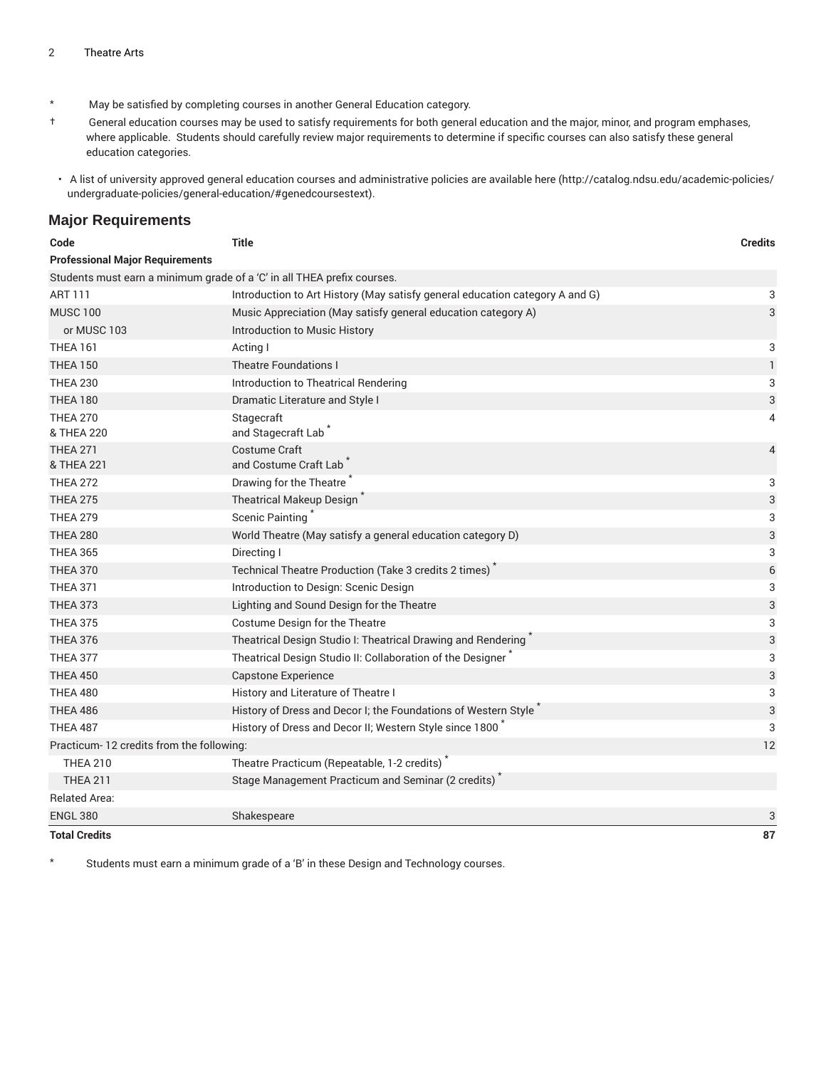* May be satisfied by completing courses in another General Education category.

† General education courses may be used to satisfy requirements for both general education and the major, minor, and program emphases, where applicable. Students should carefully review major requirements to determine if specific courses can also satisfy these general education categories.

- A list of university approved general education courses and administrative policies are available here (http://catalog.ndsu.edu/academic-policies/undergraduate-policies/general-education/#genedcoursestext).

## Major Requirements

| Code | Title | Credits |
|---|---|---|
| **Professional Major Requirements** | | |
| Students must earn a minimum grade of a 'C' in all THEA prefix courses. | | |
| ART 111 | Introduction to Art History (May satisfy general education category A and G) | 3 |
| MUSC 100 | Music Appreciation (May satisfy general education category A) | 3 |
| or MUSC 103 | Introduction to Music History | |
| THEA 161 | Acting I | 3 |
| THEA 150 | Theatre Foundations I | 1 |
| THEA 230 | Introduction to Theatrical Rendering | 3 |
| THEA 180 | Dramatic Literature and Style I | 3 |
| THEA 270 & THEA 220 | Stagecraft and Stagecraft Lab * | 4 |
| THEA 271 & THEA 221 | Costume Craft and Costume Craft Lab * | 4 |
| THEA 272 | Drawing for the Theatre * | 3 |
| THEA 275 | Theatrical Makeup Design * | 3 |
| THEA 279 | Scenic Painting * | 3 |
| THEA 280 | World Theatre (May satisfy a general education category D) | 3 |
| THEA 365 | Directing I | 3 |
| THEA 370 | Technical Theatre Production (Take 3 credits 2 times) * | 6 |
| THEA 371 | Introduction to Design: Scenic Design | 3 |
| THEA 373 | Lighting and Sound Design for the Theatre | 3 |
| THEA 375 | Costume Design for the Theatre | 3 |
| THEA 376 | Theatrical Design Studio I: Theatrical Drawing and Rendering * | 3 |
| THEA 377 | Theatrical Design Studio II: Collaboration of the Designer * | 3 |
| THEA 450 | Capstone Experience | 3 |
| THEA 480 | History and Literature of Theatre I | 3 |
| THEA 486 | History of Dress and Decor I; the Foundations of Western Style * | 3 |
| THEA 487 | History of Dress and Decor II; Western Style since 1800 * | 3 |
| Practicum- 12 credits from the following: | | 12 |
| THEA 210 | Theatre Practicum (Repeatable, 1-2 credits) * | |
| THEA 211 | Stage Management Practicum and Seminar (2 credits) * | |
| Related Area: | | |
| ENGL 380 | Shakespeare | 3 |
| **Total Credits** | | **87** |

* Students must earn a minimum grade of a 'B' in these Design and Technology courses.